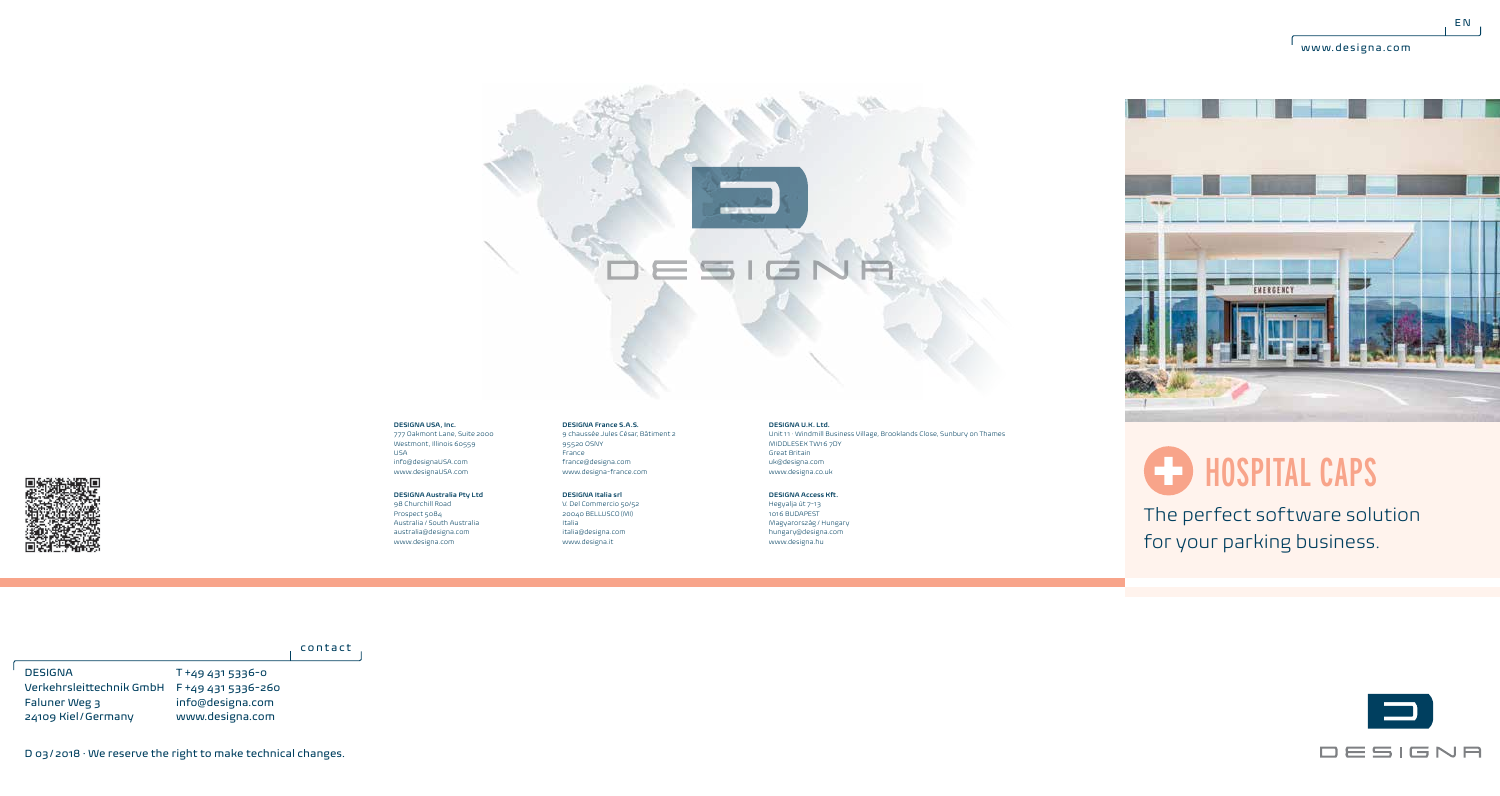EN

www.designa.com

# HOSPITAL CAPS

The perfect software solution for your parking business.

**DESIGNA USA, Inc.**
777 Oakmont Lane, Suite 2000
Westmont, Illinois 60559
USA
info@designaUSA.com
www.designaUSA.com

**DESIGNA Australia Pty Ltd**
98 Churchill Road
Prospect 5084
Australia / South Australia
australia@designa.com
www.designa.com

**DESIGNA France S.A.S.**
9 chaussée Jules César, Bâtiment 2
95520 OSNY
France
france@designa.com
www.designa-france.com

**DESIGNA Italia srl**
V. Del Commercio 50/52
20040 BELLUSCO (MI)
Italia
italia@designa.com
www.designa.it

**DESIGNA U.K. Ltd.**
Unit 11 · Windmill Business Village, Brooklands Close, Sunbury on Thames
MIDDLESEX TW16 7DY
Great Britain
uk@designa.com
www.designa.co.uk

**DESIGNA Access Kft.**
Hegyalja út 7-13
1016 BUDAPEST
Magyarország / Hungary
hungary@designa.com
www.designa.hu

contact

DESIGNA
Verkehrsleittechnik GmbH
Faluner Weg 3
24109 Kiel / Germany

T +49 431 5336-0
F +49 431 5336-260
info@designa.com
www.designa.com

D 03 / 2018 · We reserve the right to make technical changes.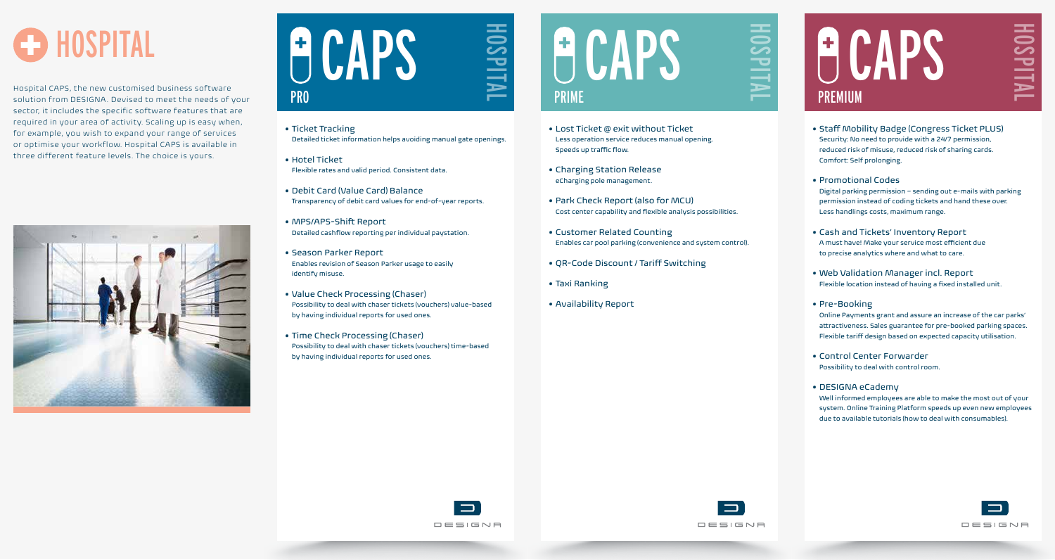# HOSPITAL

Hospital CAPS, the new customised business software solution from DESIGNA. Devised to meet the needs of your sector, it includes the specific software features that are required in your area of activity. Scaling up is easy when, for example, you wish to expand your range of services or optimise your workflow. Hospital CAPS is available in three different feature levels. The choice is yours.

## CAPS PRO – HOSPITAL

- Ticket Tracking
  Detailed ticket information helps avoiding manual gate openings.
- Hotel Ticket
  Flexible rates and valid period. Consistent data.
- Debit Card (Value Card) Balance
  Transparency of debit card values for end-of-year reports.
- MPS/APS-Shift Report
  Detailed cashflow reporting per individual paystation.
- Season Parker Report
  Enables revision of Season Parker usage to easily identify misuse.
- Value Check Processing (Chaser)
  Possibility to deal with chaser tickets (vouchers) value-based by having individual reports for used ones.
- Time Check Processing (Chaser)
  Possibility to deal with chaser tickets (vouchers) time-based by having individual reports for used ones.

DESIGNA

## CAPS PRIME – HOSPITAL

- Lost Ticket @ exit without Ticket
  Less operation service reduces manual opening. Speeds up traffic flow.
- Charging Station Release
  eCharging pole management.
- Park Check Report (also for MCU)
  Cost center capability and flexible analysis possibilities.
- Customer Related Counting
  Enables car pool parking (convenience and system control).
- QR-Code Discount / Tariff Switching
- Taxi Ranking
- Availability Report

DESIGNA

## CAPS PREMIUM – HOSPITAL

- Staff Mobility Badge (Congress Ticket PLUS)
  Security: No need to provide with a 24/7 permission, reduced risk of misuse, reduced risk of sharing cards. Comfort: Self prolonging.
- Promotional Codes
  Digital parking permission – sending out e-mails with parking permission instead of coding tickets and hand these over. Less handlings costs, maximum range.
- Cash and Tickets' Inventory Report
  A must have! Make your service most efficient due to precise analytics where and what to care.
- Web Validation Manager incl. Report
  Flexible location instead of having a fixed installed unit.
- Pre-Booking
  Online Payments grant and assure an increase of the car parks' attractiveness. Sales guarantee for pre-booked parking spaces. Flexible tariff design based on expected capacity utilisation.
- Control Center Forwarder
  Possibility to deal with control room.
- DESIGNA eCademy
  Well informed employees are able to make the most out of your system. Online Training Platform speeds up even new employees due to available tutorials (how to deal with consumables).

DESIGNA